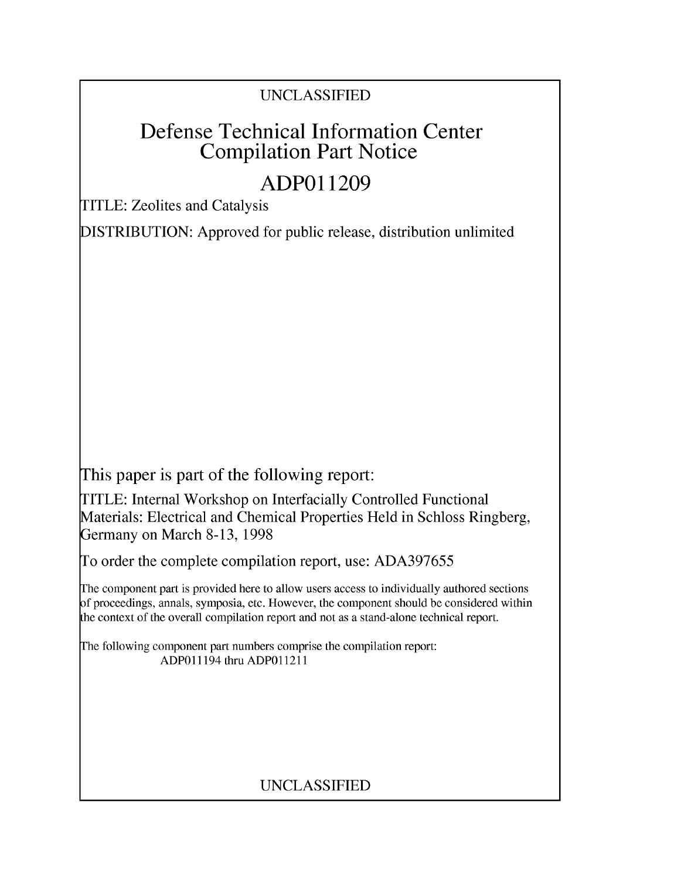UNCLASSIFIED

# Defense Technical Information Center Compilation Part Notice

# ADP011209

TITLE: Zeolites and Catalysis

DISTRIBUTION: Approved for public release, distribution unlimited

This paper is part of the following report:

TITLE: Internal Workshop on Interfacially Controlled Functional Materials: Electrical and Chemical Properties Held in Schloss Ringberg, Germany on March 8-13, 1998

To order the complete compilation report, use: ADA397655

The component part is provided here to allow users access to individually authored sections of proceedings, annals, symposia, etc. However, the component should be considered within the context of the overall compilation report and not as a stand-alone technical report.

The following component part numbers comprise the compilation report:
ADP011194 thru ADP011211

UNCLASSIFIED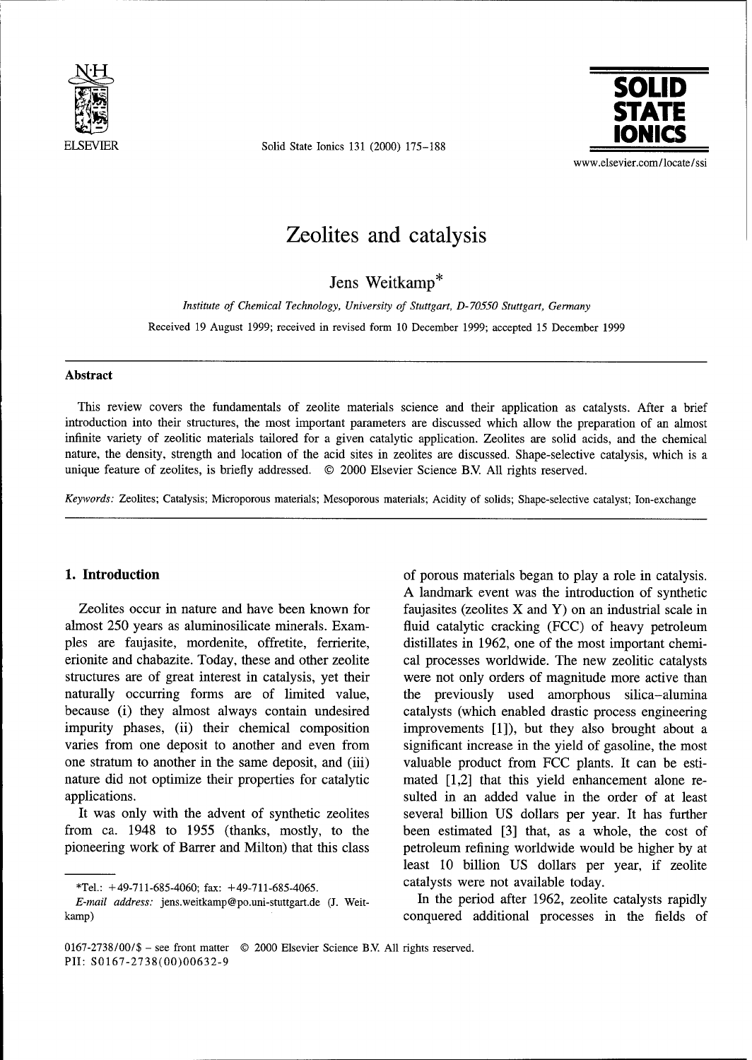# Zeolites and catalysis

Jens Weitkamp*

*Institute of Chemical Technology, University of Stuttgart, D-70550 Stuttgart, Germany*

Received 19 August 1999; received in revised form 10 December 1999; accepted 15 December 1999

## Abstract

This review covers the fundamentals of zeolite materials science and their application as catalysts. After a brief introduction into their structures, the most important parameters are discussed which allow the preparation of an almost infinite variety of zeolitic materials tailored for a given catalytic application. Zeolites are solid acids, and the chemical nature, the density, strength and location of the acid sites in zeolites are discussed. Shape-selective catalysis, which is a unique feature of zeolites, is briefly addressed. © 2000 Elsevier Science B.V. All rights reserved.

*Keywords:* Zeolites; Catalysis; Microporous materials; Mesoporous materials; Acidity of solids; Shape-selective catalyst; Ion-exchange

## 1. Introduction

Zeolites occur in nature and have been known for almost 250 years as aluminosilicate minerals. Examples are faujasite, mordenite, offretite, ferrierite, erionite and chabazite. Today, these and other zeolite structures are of great interest in catalysis, yet their naturally occurring forms are of limited value, because (i) they almost always contain undesired impurity phases, (ii) their chemical composition varies from one deposit to another and even from one stratum to another in the same deposit, and (iii) nature did not optimize their properties for catalytic applications.

It was only with the advent of synthetic zeolites from ca. 1948 to 1955 (thanks, mostly, to the pioneering work of Barrer and Milton) that this class of porous materials began to play a role in catalysis. A landmark event was the introduction of synthetic faujasites (zeolites X and Y) on an industrial scale in fluid catalytic cracking (FCC) of heavy petroleum distillates in 1962, one of the most important chemical processes worldwide. The new zeolitic catalysts were not only orders of magnitude more active than the previously used amorphous silica–alumina catalysts (which enabled drastic process engineering improvements [1]), but they also brought about a significant increase in the yield of gasoline, the most valuable product from FCC plants. It can be estimated [1,2] that this yield enhancement alone resulted in an added value in the order of at least several billion US dollars per year. It has further been estimated [3] that, as a whole, the cost of petroleum refining worldwide would be higher by at least 10 billion US dollars per year, if zeolite catalysts were not available today.

In the period after 1962, zeolite catalysts rapidly conquered additional processes in the fields of

*Tel.: +49-711-685-4060; fax: +49-711-685-4065.
*E-mail address:* jens.weitkamp@po.uni-stuttgart.de (J. Weitkamp)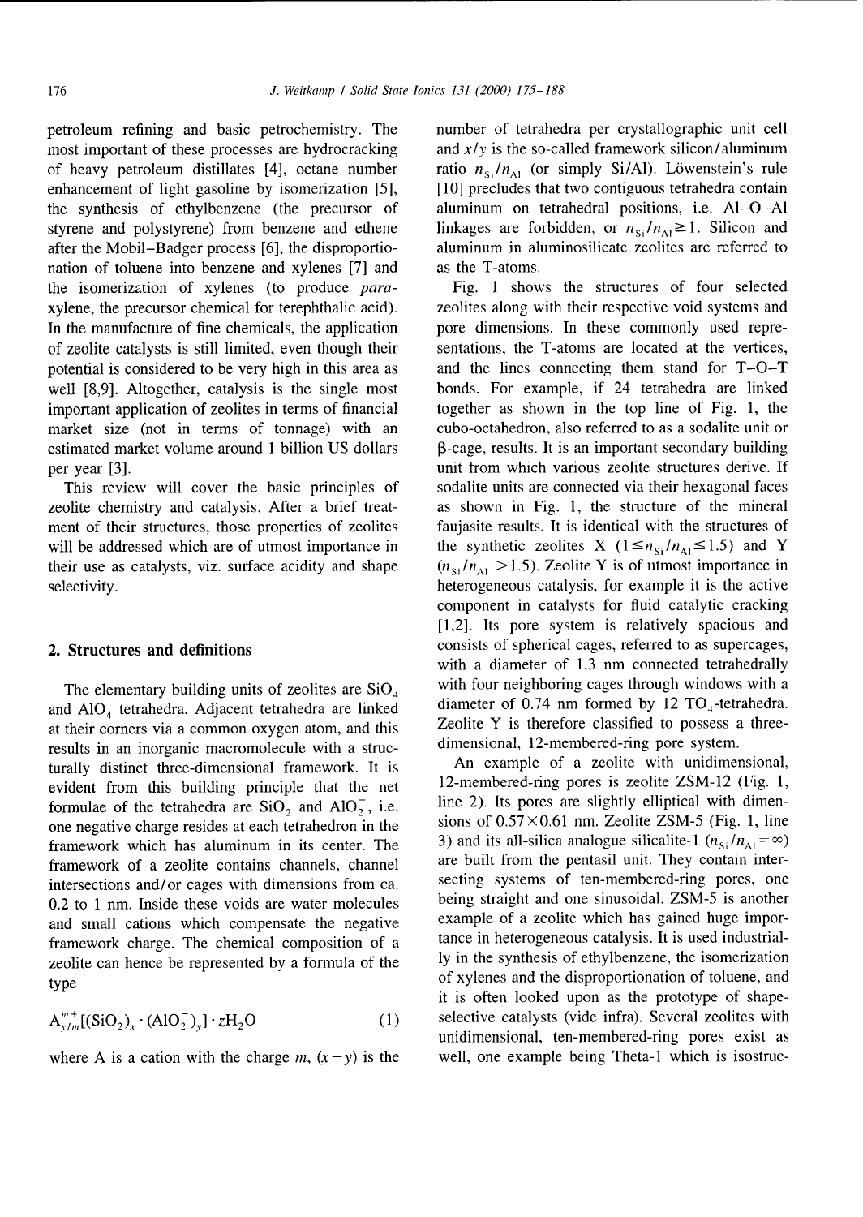petroleum refining and basic petrochemistry. The most important of these processes are hydrocracking of heavy petroleum distillates [4], octane number enhancement of light gasoline by isomerization [5], the synthesis of ethylbenzene (the precursor of styrene and polystyrene) from benzene and ethene after the Mobil–Badger process [6], the disproportionation of toluene into benzene and xylenes [7] and the isomerization of xylenes (to produce *para*-xylene, the precursor chemical for terephthalic acid). In the manufacture of fine chemicals, the application of zeolite catalysts is still limited, even though their potential is considered to be very high in this area as well [8,9]. Altogether, catalysis is the single most important application of zeolites in terms of financial market size (not in terms of tonnage) with an estimated market volume around 1 billion US dollars per year [3].

This review will cover the basic principles of zeolite chemistry and catalysis. After a brief treatment of their structures, those properties of zeolites will be addressed which are of utmost importance in their use as catalysts, viz. surface acidity and shape selectivity.

## 2. Structures and definitions

The elementary building units of zeolites are $SiO_4$ and $AlO_4$ tetrahedra. Adjacent tetrahedra are linked at their corners via a common oxygen atom, and this results in an inorganic macromolecule with a structurally distinct three-dimensional framework. It is evident from this building principle that the net formulae of the tetrahedra are $SiO_2$ and $AlO_2^-$, i.e. one negative charge resides at each tetrahedron in the framework which has aluminum in its center. The framework of a zeolite contains channels, channel intersections and/or cages with dimensions from ca. 0.2 to 1 nm. Inside these voids are water molecules and small cations which compensate the negative framework charge. The chemical composition of a zeolite can hence be represented by a formula of the type

$$A^{m+}_{y/m}[(SiO_2)_x \cdot (AlO_2^-)_y] \cdot zH_2O \qquad (1)$$

where A is a cation with the charge $m$, $(x+y)$ is the number of tetrahedra per crystallographic unit cell and $x/y$ is the so-called framework silicon/aluminum ratio $n_{Si}/n_{Al}$ (or simply Si/Al). Löwenstein's rule [10] precludes that two contiguous tetrahedra contain aluminum on tetrahedral positions, i.e. Al–O–Al linkages are forbidden, or $n_{Si}/n_{Al} \geq 1$. Silicon and aluminum in aluminosilicate zeolites are referred to as the T-atoms.

Fig. 1 shows the structures of four selected zeolites along with their respective void systems and pore dimensions. In these commonly used representations, the T-atoms are located at the vertices, and the lines connecting them stand for T–O–T bonds. For example, if 24 tetrahedra are linked together as shown in the top line of Fig. 1, the cubo-octahedron, also referred to as a sodalite unit or β-cage, results. It is an important secondary building unit from which various zeolite structures derive. If sodalite units are connected via their hexagonal faces as shown in Fig. 1, the structure of the mineral faujasite results. It is identical with the structures of the synthetic zeolites X ($1 \leq n_{Si}/n_{Al} \leq 1.5$) and Y ($n_{Si}/n_{Al} > 1.5$). Zeolite Y is of utmost importance in heterogeneous catalysis, for example it is the active component in catalysts for fluid catalytic cracking [1,2]. Its pore system is relatively spacious and consists of spherical cages, referred to as supercages, with a diameter of 1.3 nm connected tetrahedrally with four neighboring cages through windows with a diameter of 0.74 nm formed by 12 $TO_4$-tetrahedra. Zeolite Y is therefore classified to possess a three-dimensional, 12-membered-ring pore system.

An example of a zeolite with unidimensional, 12-membered-ring pores is zeolite ZSM-12 (Fig. 1, line 2). Its pores are slightly elliptical with dimensions of 0.57×0.61 nm. Zeolite ZSM-5 (Fig. 1, line 3) and its all-silica analogue silicalite-1 ($n_{Si}/n_{Al} = \infty$) are built from the pentasil unit. They contain intersecting systems of ten-membered-ring pores, one being straight and one sinusoidal. ZSM-5 is another example of a zeolite which has gained huge importance in heterogeneous catalysis. It is used industrially in the synthesis of ethylbenzene, the isomerization of xylenes and the disproportionation of toluene, and it is often looked upon as the prototype of shape-selective catalysts (vide infra). Several zeolites with unidimensional, ten-membered-ring pores exist as well, one example being Theta-1 which is isostruc-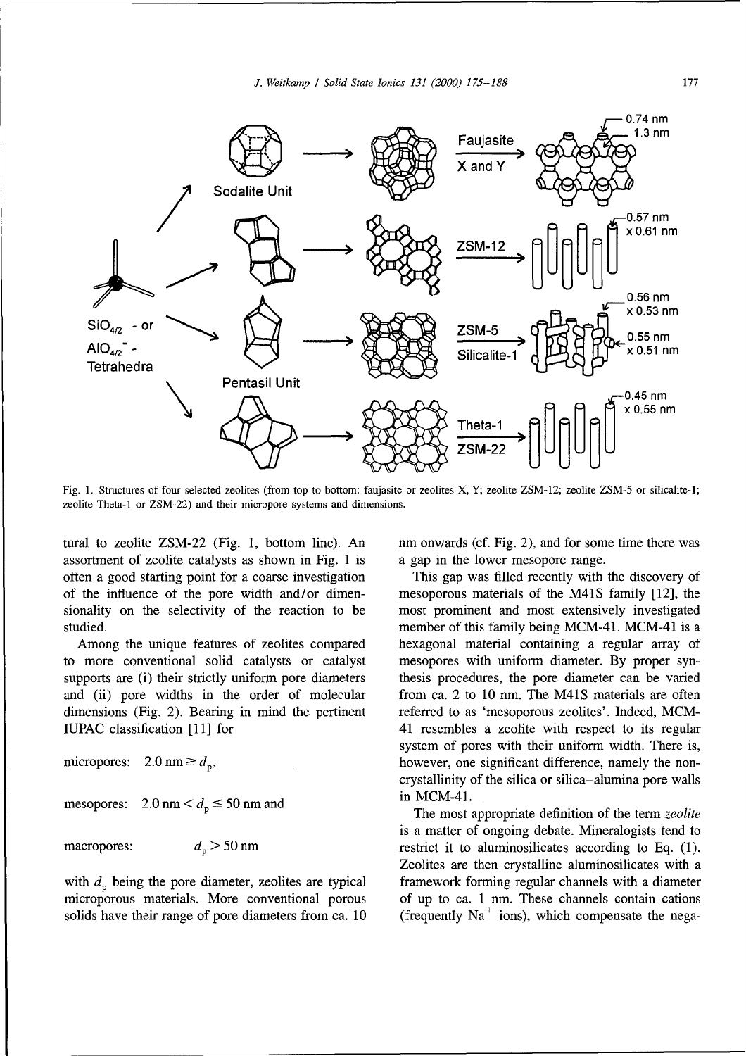Fig. 1. Structures of four selected zeolites (from top to bottom: faujasite or zeolites X, Y; zeolite ZSM-12; zeolite ZSM-5 or silicalite-1; zeolite Theta-1 or ZSM-22) and their micropore systems and dimensions.

tural to zeolite ZSM-22 (Fig. 1, bottom line). An assortment of zeolite catalysts as shown in Fig. 1 is often a good starting point for a coarse investigation of the influence of the pore width and/or dimensionality on the selectivity of the reaction to be studied.

Among the unique features of zeolites compared to more conventional solid catalysts or catalyst supports are (i) their strictly uniform pore diameters and (ii) pore widths in the order of molecular dimensions (Fig. 2). Bearing in mind the pertinent IUPAC classification [11] for

micropores: $2.0\ \text{nm} \geq d_p$,

mesopores: $2.0\ \text{nm} < d_p \leq 50\ \text{nm}$ and

macropores: $d_p > 50\ \text{nm}$

with $d_p$ being the pore diameter, zeolites are typical microporous materials. More conventional porous solids have their range of pore diameters from ca. 10 nm onwards (cf. Fig. 2), and for some time there was a gap in the lower mesopore range.

This gap was filled recently with the discovery of mesoporous materials of the M41S family [12], the most prominent and most extensively investigated member of this family being MCM-41. MCM-41 is a hexagonal material containing a regular array of mesopores with uniform diameter. By proper synthesis procedures, the pore diameter can be varied from ca. 2 to 10 nm. The M41S materials are often referred to as 'mesoporous zeolites'. Indeed, MCM-41 resembles a zeolite with respect to its regular system of pores with their uniform width. There is, however, one significant difference, namely the non-crystallinity of the silica or silica–alumina pore walls in MCM-41.

The most appropriate definition of the term *zeolite* is a matter of ongoing debate. Mineralogists tend to restrict it to aluminosilicates according to Eq. (1). Zeolites are then crystalline aluminosilicates with a framework forming regular channels with a diameter of up to ca. 1 nm. These channels contain cations (frequently $Na^+$ ions), which compensate the nega-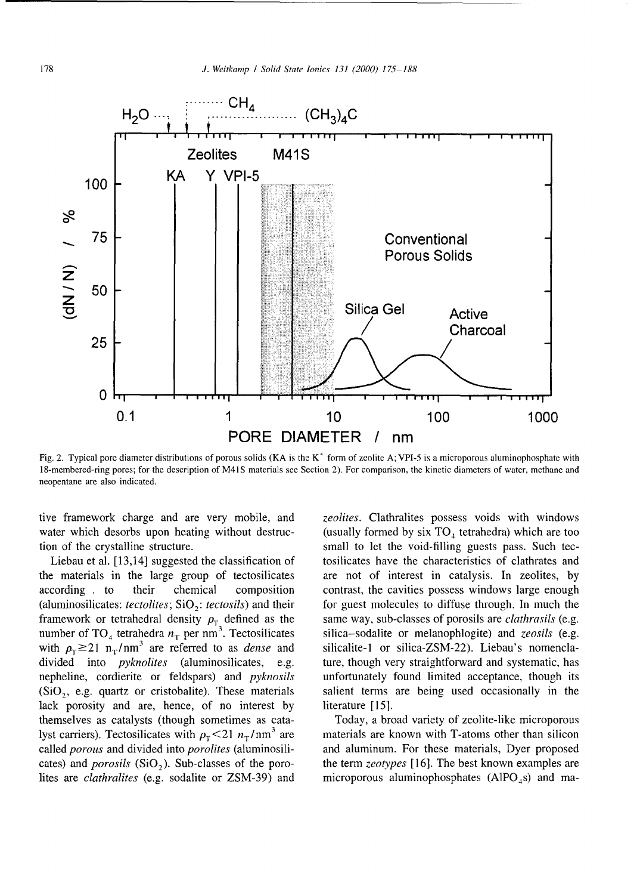Fig. 2. Typical pore diameter distributions of porous solids (KA is the $K^+$ form of zeolite A; VPI-5 is a microporous aluminophosphate with 18-membered-ring pores; for the description of M41S materials see Section 2). For comparison, the kinetic diameters of water, methane and neopentane are also indicated.

tive framework charge and are very mobile, and water which desorbs upon heating without destruction of the crystalline structure.

Liebau et al. [13,14] suggested the classification of the materials in the large group of tectosilicates according to their chemical composition (aluminosilicates: *tectolites*; $SiO_2$: *tectosils*) and their framework or tetrahedral density $\rho_T$ defined as the number of $TO_4$ tetrahedra $n_T$ per $nm^3$. Tectosilicates with $\rho_T \geq 21\ n_T/nm^3$ are referred to as *dense* and divided into *pyknolites* (aluminosilicates, e.g. nepheline, cordierite or feldspars) and *pyknosils* ($SiO_2$, e.g. quartz or cristobalite). These materials lack porosity and are, hence, of no interest by themselves as catalysts (though sometimes as catalyst carriers). Tectosilicates with $\rho_T < 21\ n_T/nm^3$ are called *porous* and divided into *porolites* (aluminosilicates) and *porosils* ($SiO_2$). Sub-classes of the porolites are *clathralites* (e.g. sodalite or ZSM-39) and *zeolites*. Clathralites possess voids with windows (usually formed by six $TO_4$ tetrahedra) which are too small to let the void-filling guests pass. Such tectosilicates have the characteristics of clathrates and are not of interest in catalysis. In zeolites, by contrast, the cavities possess windows large enough for guest molecules to diffuse through. In much the same way, sub-classes of porosils are *clathrasils* (e.g. silica–sodalite or melanophlogite) and *zeosils* (e.g. silicalite-1 or silica-ZSM-22). Liebau's nomenclature, though very straightforward and systematic, has unfortunately found limited acceptance, though its salient terms are being used occasionally in the literature [15].

Today, a broad variety of zeolite-like microporous materials are known with T-atoms other than silicon and aluminum. For these materials, Dyer proposed the term *zeotypes* [16]. The best known examples are microporous aluminophosphates ($AlPO_4$s) and ma-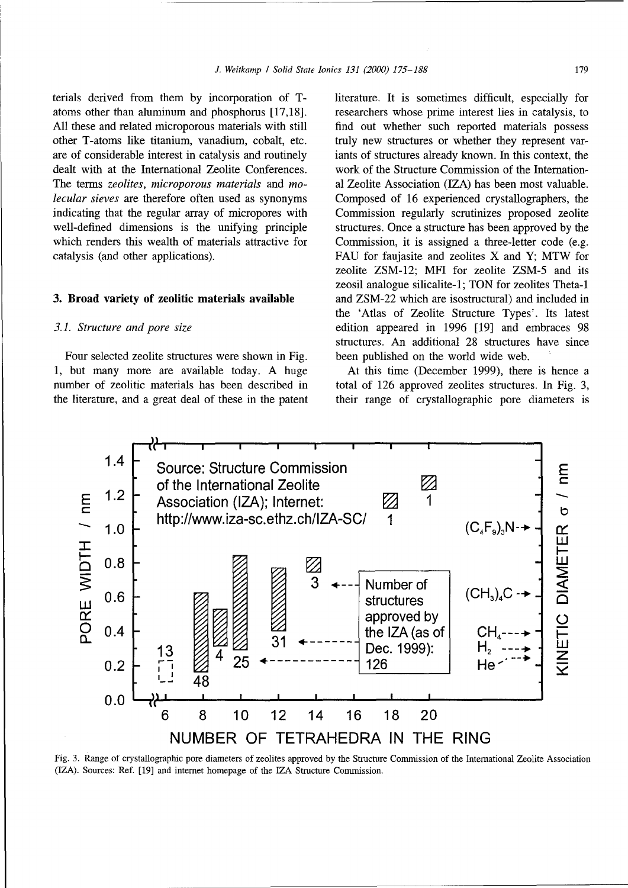terials derived from them by incorporation of T-atoms other than aluminum and phosphorus [17,18]. All these and related microporous materials with still other T-atoms like titanium, vanadium, cobalt, etc. are of considerable interest in catalysis and routinely dealt with at the International Zeolite Conferences. The terms *zeolites*, *microporous materials* and *molecular sieves* are therefore often used as synonyms indicating that the regular array of micropores with well-defined dimensions is the unifying principle which renders this wealth of materials attractive for catalysis (and other applications).

## 3. Broad variety of zeolitic materials available

### 3.1. Structure and pore size

Four selected zeolite structures were shown in Fig. 1, but many more are available today. A huge number of zeolitic materials has been described in the literature, and a great deal of these in the patent literature. It is sometimes difficult, especially for researchers whose prime interest lies in catalysis, to find out whether such reported materials possess truly new structures or whether they represent variants of structures already known. In this context, the work of the Structure Commission of the International Zeolite Association (IZA) has been most valuable. Composed of 16 experienced crystallographers, the Commission regularly scrutinizes proposed zeolite structures. Once a structure has been approved by the Commission, it is assigned a three-letter code (e.g. FAU for faujasite and zeolites X and Y; MTW for zeolite ZSM-12; MFI for zeolite ZSM-5 and its zeosil analogue silicalite-1; TON for zeolites Theta-1 and ZSM-22 which are isostructural) and included in the 'Atlas of Zeolite Structure Types'. Its latest edition appeared in 1996 [19] and embraces 98 structures. An additional 28 structures have since been published on the world wide web.

At this time (December 1999), there is hence a total of 126 approved zeolites structures. In Fig. 3, their range of crystallographic pore diameters is

Fig. 3. Range of crystallographic pore diameters of zeolites approved by the Structure Commission of the International Zeolite Association (IZA). Sources: Ref. [19] and internet homepage of the IZA Structure Commission.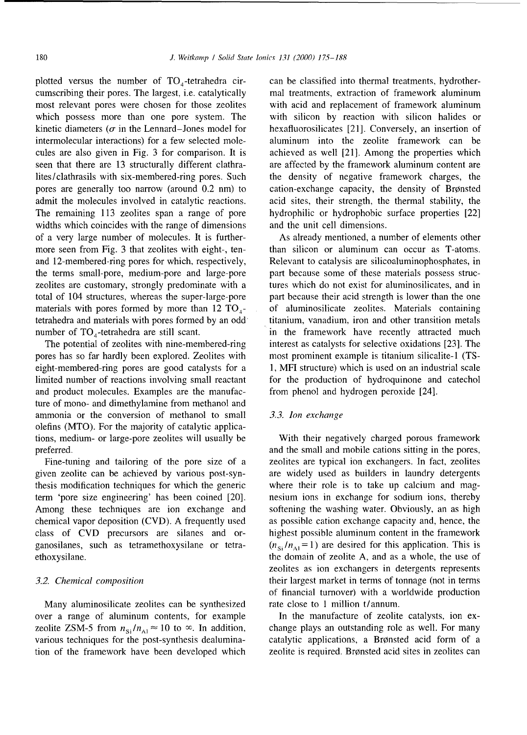plotted versus the number of $TO_4$-tetrahedra circumscribing their pores. The largest, i.e. catalytically most relevant pores were chosen for those zeolites which possess more than one pore system. The kinetic diameters ($\sigma$ in the Lennard–Jones model for intermolecular interactions) for a few selected molecules are also given in Fig. 3 for comparison. It is seen that there are 13 structurally different clathralites/clathrasils with six-membered-ring pores. Such pores are generally too narrow (around 0.2 nm) to admit the molecules involved in catalytic reactions. The remaining 113 zeolites span a range of pore widths which coincides with the range of dimensions of a very large number of molecules. It is furthermore seen from Fig. 3 that zeolites with eight-, ten- and 12-membered-ring pores for which, respectively, the terms small-pore, medium-pore and large-pore zeolites are customary, strongly predominate with a total of 104 structures, whereas the super-large-pore materials with pores formed by more than 12 $TO_4$-tetrahedra and materials with pores formed by an odd number of $TO_4$-tetrahedra are still scant.

The potential of zeolites with nine-membered-ring pores has so far hardly been explored. Zeolites with eight-membered-ring pores are good catalysts for a limited number of reactions involving small reactant and product molecules. Examples are the manufacture of mono- and dimethylamine from methanol and ammonia or the conversion of methanol to small olefins (MTO). For the majority of catalytic applications, medium- or large-pore zeolites will usually be preferred.

Fine-tuning and tailoring of the pore size of a given zeolite can be achieved by various post-synthesis modification techniques for which the generic term 'pore size engineering' has been coined [20]. Among these techniques are ion exchange and chemical vapor deposition (CVD). A frequently used class of CVD precursors are silanes and organosilanes, such as tetramethoxysilane or tetraethoxysilane.

### 3.2. Chemical composition

Many aluminosilicate zeolites can be synthesized over a range of aluminum contents, for example zeolite ZSM-5 from $n_{Si}/n_{Al} \approx 10$ to $\infty$. In addition, various techniques for the post-synthesis dealumination of the framework have been developed which can be classified into thermal treatments, hydrothermal treatments, extraction of framework aluminum with acid and replacement of framework aluminum with silicon by reaction with silicon halides or hexafluorosilicates [21]. Conversely, an insertion of aluminum into the zeolite framework can be achieved as well [21]. Among the properties which are affected by the framework aluminum content are the density of negative framework charges, the cation-exchange capacity, the density of Brønsted acid sites, their strength, the thermal stability, the hydrophilic or hydrophobic surface properties [22] and the unit cell dimensions.

As already mentioned, a number of elements other than silicon or aluminum can occur as T-atoms. Relevant to catalysis are silicoaluminophosphates, in part because some of these materials possess structures which do not exist for aluminosilicates, and in part because their acid strength is lower than the one of aluminosilicate zeolites. Materials containing titanium, vanadium, iron and other transition metals in the framework have recently attracted much interest as catalysts for selective oxidations [23]. The most prominent example is titanium silicalite-1 (TS-1, MFI structure) which is used on an industrial scale for the production of hydroquinone and catechol from phenol and hydrogen peroxide [24].

### 3.3. Ion exchange

With their negatively charged porous framework and the small and mobile cations sitting in the pores, zeolites are typical ion exchangers. In fact, zeolites are widely used as builders in laundry detergents where their role is to take up calcium and magnesium ions in exchange for sodium ions, thereby softening the washing water. Obviously, an as high as possible cation exchange capacity and, hence, the highest possible aluminum content in the framework ($n_{Si}/n_{Al} = 1$) are desired for this application. This is the domain of zeolite A, and as a whole, the use of zeolites as ion exchangers in detergents represents their largest market in terms of tonnage (not in terms of financial turnover) with a worldwide production rate close to 1 million t/annum.

In the manufacture of zeolite catalysts, ion exchange plays an outstanding role as well. For many catalytic applications, a Brønsted acid form of a zeolite is required. Brønsted acid sites in zeolites can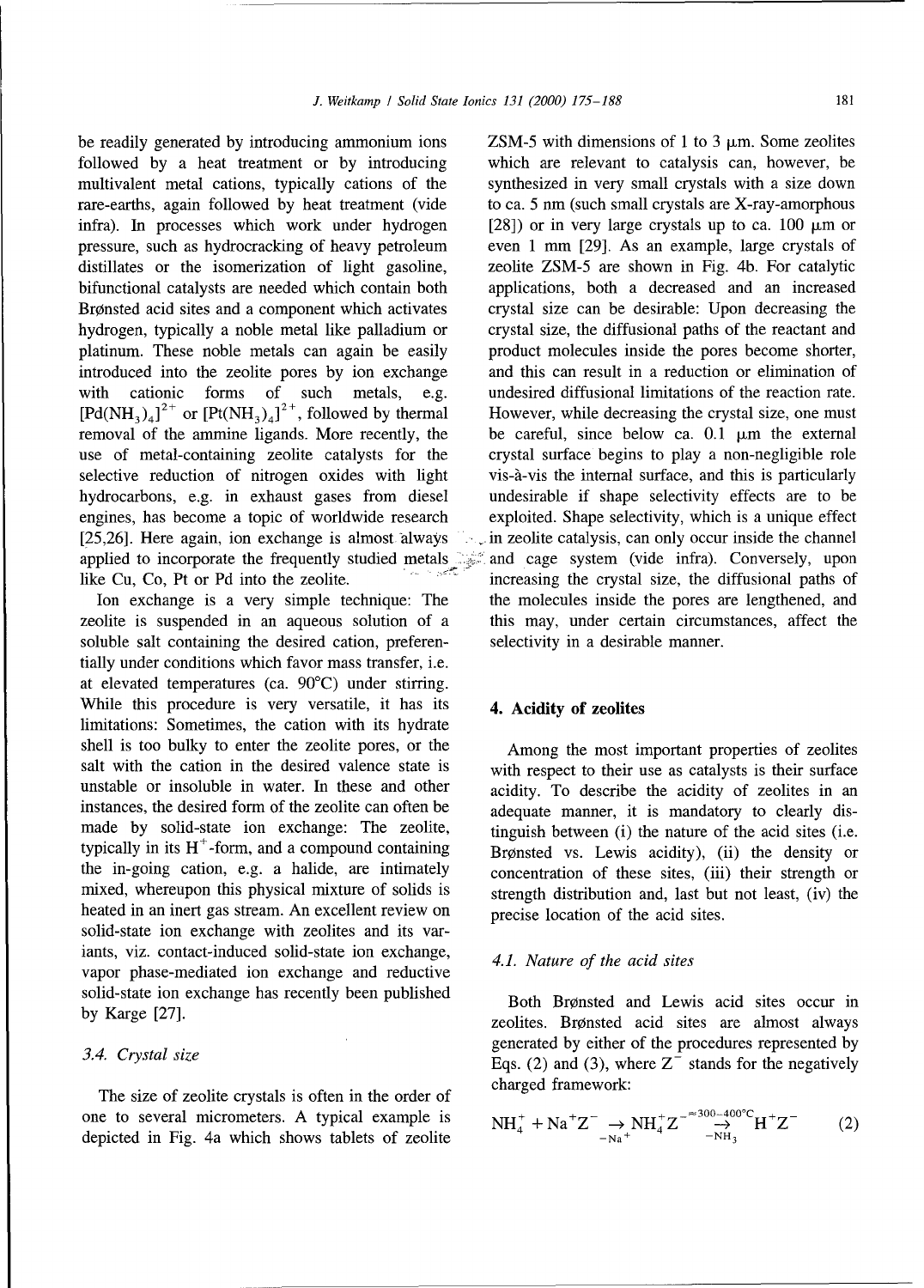be readily generated by introducing ammonium ions followed by a heat treatment or by introducing multivalent metal cations, typically cations of the rare-earths, again followed by heat treatment (vide infra). In processes which work under hydrogen pressure, such as hydrocracking of heavy petroleum distillates or the isomerization of light gasoline, bifunctional catalysts are needed which contain both Brønsted acid sites and a component which activates hydrogen, typically a noble metal like palladium or platinum. These noble metals can again be easily introduced into the zeolite pores by ion exchange with cationic forms of such metals, e.g. $[Pd(NH_3)_4]^{2+}$ or $[Pt(NH_3)_4]^{2+}$, followed by thermal removal of the ammine ligands. More recently, the use of metal-containing zeolite catalysts for the selective reduction of nitrogen oxides with light hydrocarbons, e.g. in exhaust gases from diesel engines, has become a topic of worldwide research [25,26]. Here again, ion exchange is almost always applied to incorporate the frequently studied metals like Cu, Co, Pt or Pd into the zeolite.

Ion exchange is a very simple technique: The zeolite is suspended in an aqueous solution of a soluble salt containing the desired cation, preferentially under conditions which favor mass transfer, i.e. at elevated temperatures (ca. 90°C) under stirring. While this procedure is very versatile, it has its limitations: Sometimes, the cation with its hydrate shell is too bulky to enter the zeolite pores, or the salt with the cation in the desired valence state is unstable or insoluble in water. In these and other instances, the desired form of the zeolite can often be made by solid-state ion exchange: The zeolite, typically in its $H^+$-form, and a compound containing the in-going cation, e.g. a halide, are intimately mixed, whereupon this physical mixture of solids is heated in an inert gas stream. An excellent review on solid-state ion exchange with zeolites and its variants, viz. contact-induced solid-state ion exchange, vapor phase-mediated ion exchange and reductive solid-state ion exchange has recently been published by Karge [27].

### 3.4. Crystal size

The size of zeolite crystals is often in the order of one to several micrometers. A typical example is depicted in Fig. 4a which shows tablets of zeolite ZSM-5 with dimensions of 1 to 3 μm. Some zeolites which are relevant to catalysis can, however, be synthesized in very small crystals with a size down to ca. 5 nm (such small crystals are X-ray-amorphous [28]) or in very large crystals up to ca. 100 μm or even 1 mm [29]. As an example, large crystals of zeolite ZSM-5 are shown in Fig. 4b. For catalytic applications, both a decreased and an increased crystal size can be desirable: Upon decreasing the crystal size, the diffusional paths of the reactant and product molecules inside the pores become shorter, and this can result in a reduction or elimination of undesired diffusional limitations of the reaction rate. However, while decreasing the crystal size, one must be careful, since below ca. 0.1 μm the external crystal surface begins to play a non-negligible role vis-à-vis the internal surface, and this is particularly undesirable if shape selectivity effects are to be exploited. Shape selectivity, which is a unique effect in zeolite catalysis, can only occur inside the channel and cage system (vide infra). Conversely, upon increasing the crystal size, the diffusional paths of the molecules inside the pores are lengthened, and this may, under certain circumstances, affect the selectivity in a desirable manner.

## 4. Acidity of zeolites

Among the most important properties of zeolites with respect to their use as catalysts is their surface acidity. To describe the acidity of zeolites in an adequate manner, it is mandatory to clearly distinguish between (i) the nature of the acid sites (i.e. Brønsted vs. Lewis acidity), (ii) the density or concentration of these sites, (iii) their strength or strength distribution and, last but not least, (iv) the precise location of the acid sites.

### 4.1. Nature of the acid sites

Both Brønsted and Lewis acid sites occur in zeolites. Brønsted acid sites are almost always generated by either of the procedures represented by Eqs. (2) and (3), where $Z^-$ stands for the negatively charged framework:

$$NH_4^+ + Na^+Z^- \underset{-Na^+}{\rightarrow} NH_4^+Z^- \overset{\approx 300-400°C}{\underset{-NH_3}{\rightarrow}} H^+Z^- \quad (2)$$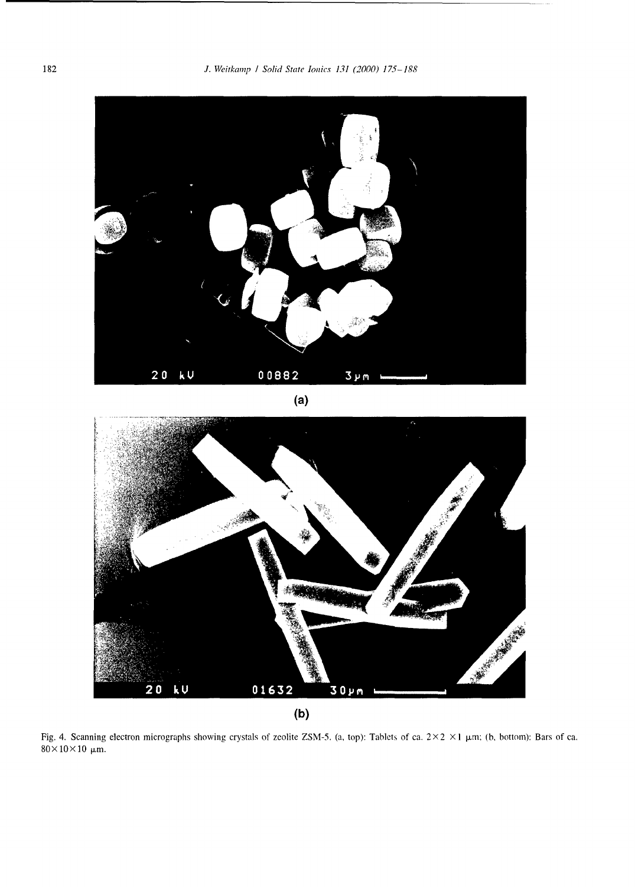(a)

(b)

Fig. 4. Scanning electron micrographs showing crystals of zeolite ZSM-5. (a, top): Tablets of ca. $2\times2\times1$ μm; (b, bottom): Bars of ca. $80\times10\times10$ μm.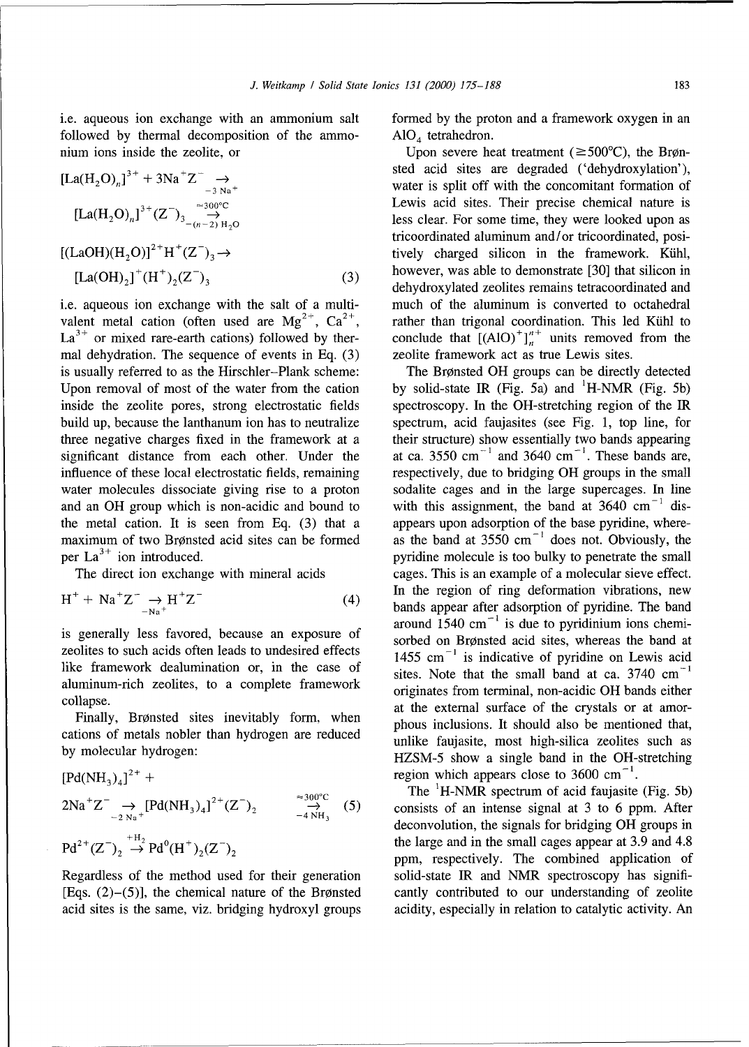i.e. aqueous ion exchange with an ammonium salt followed by thermal decomposition of the ammonium ions inside the zeolite, or

$$[La(H_2O)_n]^{3+} + 3Na^+Z^- \underset{-3\,Na^+}{\rightarrow}$$
$$[La(H_2O)_n]^{3+}(Z^-)_3 \underset{-(n-2)\,H_2O}{\overset{\approx 300°C}{\rightarrow}}$$
$$[(LaOH)(H_2O)]^{2+}H^+(Z^-)_3 \rightarrow$$
$$[La(OH)_2]^+(H^+)_2(Z^-)_3 \tag{3}$$

i.e. aqueous ion exchange with the salt of a multivalent metal cation (often used are $Mg^{2+}$, $Ca^{2+}$, $La^{3+}$ or mixed rare-earth cations) followed by thermal dehydration. The sequence of events in Eq. (3) is usually referred to as the Hirschler–Plank scheme: Upon removal of most of the water from the cation inside the zeolite pores, strong electrostatic fields build up, because the lanthanum ion has to neutralize three negative charges fixed in the framework at a significant distance from each other. Under the influence of these local electrostatic fields, remaining water molecules dissociate giving rise to a proton and an OH group which is non-acidic and bound to the metal cation. It is seen from Eq. (3) that a maximum of two Brønsted acid sites can be formed per $La^{3+}$ ion introduced.

The direct ion exchange with mineral acids

$$H^+ + Na^+Z^- \underset{-Na^+}{\rightarrow} H^+Z^- \tag{4}$$

is generally less favored, because an exposure of zeolites to such acids often leads to undesired effects like framework dealumination or, in the case of aluminum-rich zeolites, to a complete framework collapse.

Finally, Brønsted sites inevitably form, when cations of metals nobler than hydrogen are reduced by molecular hydrogen:

$$[Pd(NH_3)_4]^{2+} +$$
$$2Na^+Z^- \underset{-2\,Na^+}{\rightarrow} [Pd(NH_3)_4]^{2+}(Z^-)_2 \underset{-4\,NH_3}{\overset{\approx 300°C}{\rightarrow}} \tag{5}$$
$$Pd^{2+}(Z^-)_2 \overset{+H_2}{\rightarrow} Pd^0(H^+)_2(Z^-)_2$$

Regardless of the method used for their generation [Eqs. (2)–(5)], the chemical nature of the Brønsted acid sites is the same, viz. bridging hydroxyl groups formed by the proton and a framework oxygen in an $AlO_4$ tetrahedron.

Upon severe heat treatment (≥500°C), the Brønsted acid sites are degraded ('dehydroxylation'), water is split off with the concomitant formation of Lewis acid sites. Their precise chemical nature is less clear. For some time, they were looked upon as tricoordinated aluminum and/or tricoordinated, positively charged silicon in the framework. Kühl, however, was able to demonstrate [30] that silicon in dehydroxylated zeolites remains tetracoordinated and much of the aluminum is converted to octahedral rather than trigonal coordination. This led Kühl to conclude that $[(AlO)^+]_n^{n+}$ units removed from the zeolite framework act as true Lewis sites.

The Brønsted OH groups can be directly detected by solid-state IR (Fig. 5a) and $^1$H-NMR (Fig. 5b) spectroscopy. In the OH-stretching region of the IR spectrum, acid faujasites (see Fig. 1, top line, for their structure) show essentially two bands appearing at ca. 3550 $cm^{-1}$ and 3640 $cm^{-1}$. These bands are, respectively, due to bridging OH groups in the small sodalite cages and in the large supercages. In line with this assignment, the band at 3640 $cm^{-1}$ disappears upon adsorption of the base pyridine, whereas the band at 3550 $cm^{-1}$ does not. Obviously, the pyridine molecule is too bulky to penetrate the small cages. This is an example of a molecular sieve effect. In the region of ring deformation vibrations, new bands appear after adsorption of pyridine. The band around 1540 $cm^{-1}$ is due to pyridinium ions chemisorbed on Brønsted acid sites, whereas the band at 1455 $cm^{-1}$ is indicative of pyridine on Lewis acid sites. Note that the small band at ca. 3740 $cm^{-1}$ originates from terminal, non-acidic OH bands either at the external surface of the crystals or at amorphous inclusions. It should also be mentioned that, unlike faujasite, most high-silica zeolites such as HZSM-5 show a single band in the OH-stretching region which appears close to 3600 $cm^{-1}$.

The $^1$H-NMR spectrum of acid faujasite (Fig. 5b) consists of an intense signal at 3 to 6 ppm. After deconvolution, the signals for bridging OH groups in the large and in the small cages appear at 3.9 and 4.8 ppm, respectively. The combined application of solid-state IR and NMR spectroscopy has significantly contributed to our understanding of zeolite acidity, especially in relation to catalytic activity. An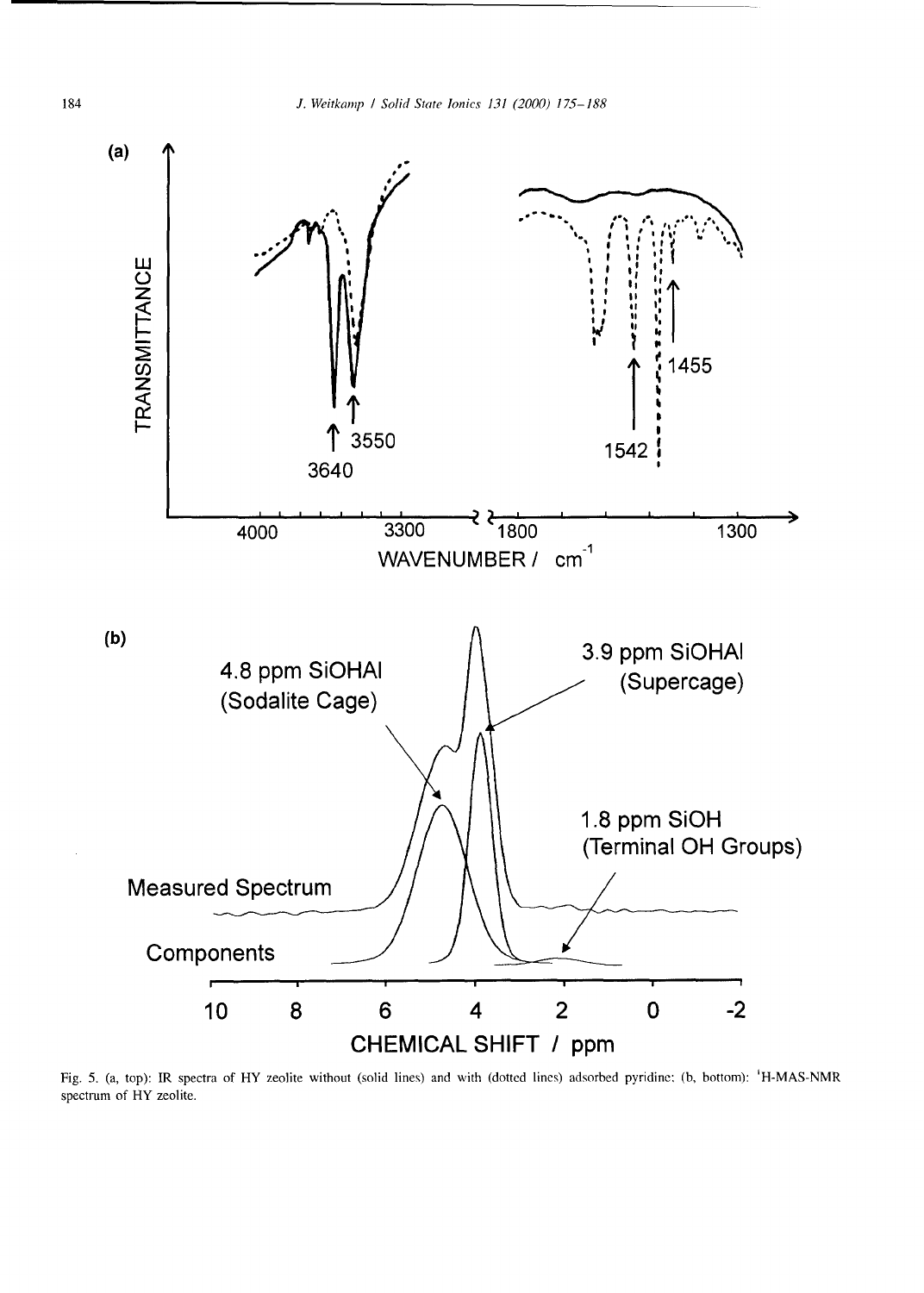Fig. 5. (a, top): IR spectra of HY zeolite without (solid lines) and with (dotted lines) adsorbed pyridine; (b, bottom): $^{1}$H-MAS-NMR spectrum of HY zeolite.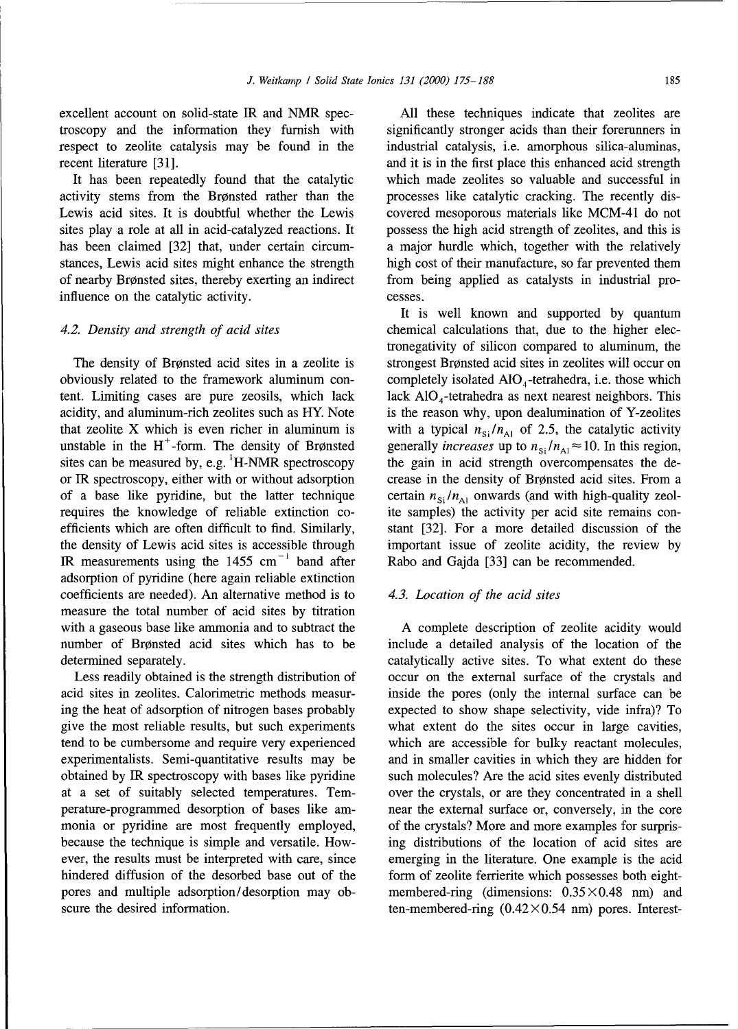excellent account on solid-state IR and NMR spectroscopy and the information they furnish with respect to zeolite catalysis may be found in the recent literature [31].

It has been repeatedly found that the catalytic activity stems from the Brønsted rather than the Lewis acid sites. It is doubtful whether the Lewis sites play a role at all in acid-catalyzed reactions. It has been claimed [32] that, under certain circumstances, Lewis acid sites might enhance the strength of nearby Brønsted sites, thereby exerting an indirect influence on the catalytic activity.

### 4.2. Density and strength of acid sites

The density of Brønsted acid sites in a zeolite is obviously related to the framework aluminum content. Limiting cases are pure zeosils, which lack acidity, and aluminum-rich zeolites such as HY. Note that zeolite X which is even richer in aluminum is unstable in the $H^+$-form. The density of Brønsted sites can be measured by, e.g. $^1$H-NMR spectroscopy or IR spectroscopy, either with or without adsorption of a base like pyridine, but the latter technique requires the knowledge of reliable extinction coefficients which are often difficult to find. Similarly, the density of Lewis acid sites is accessible through IR measurements using the 1455 $cm^{-1}$ band after adsorption of pyridine (here again reliable extinction coefficients are needed). An alternative method is to measure the total number of acid sites by titration with a gaseous base like ammonia and to subtract the number of Brønsted acid sites which has to be determined separately.

Less readily obtained is the strength distribution of acid sites in zeolites. Calorimetric methods measuring the heat of adsorption of nitrogen bases probably give the most reliable results, but such experiments tend to be cumbersome and require very experienced experimentalists. Semi-quantitative results may be obtained by IR spectroscopy with bases like pyridine at a set of suitably selected temperatures. Temperature-programmed desorption of bases like ammonia or pyridine are most frequently employed, because the technique is simple and versatile. However, the results must be interpreted with care, since hindered diffusion of the desorbed base out of the pores and multiple adsorption/desorption may obscure the desired information.

All these techniques indicate that zeolites are significantly stronger acids than their forerunners in industrial catalysis, i.e. amorphous silica-aluminas, and it is in the first place this enhanced acid strength which made zeolites so valuable and successful in processes like catalytic cracking. The recently discovered mesoporous materials like MCM-41 do not possess the high acid strength of zeolites, and this is a major hurdle which, together with the relatively high cost of their manufacture, so far prevented them from being applied as catalysts in industrial processes.

It is well known and supported by quantum chemical calculations that, due to the higher electronegativity of silicon compared to aluminum, the strongest Brønsted acid sites in zeolites will occur on completely isolated $AlO_4$-tetrahedra, i.e. those which lack $AlO_4$-tetrahedra as next nearest neighbors. This is the reason why, upon dealumination of Y-zeolites with a typical $n_{Si}/n_{Al}$ of 2.5, the catalytic activity generally *increases* up to $n_{Si}/n_{Al} \approx 10$. In this region, the gain in acid strength overcompensates the decrease in the density of Brønsted acid sites. From a certain $n_{Si}/n_{Al}$ onwards (and with high-quality zeolite samples) the activity per acid site remains constant [32]. For a more detailed discussion of the important issue of zeolite acidity, the review by Rabo and Gajda [33] can be recommended.

### 4.3. Location of the acid sites

A complete description of zeolite acidity would include a detailed analysis of the location of the catalytically active sites. To what extent do these occur on the external surface of the crystals and inside the pores (only the internal surface can be expected to show shape selectivity, vide infra)? To what extent do the sites occur in large cavities, which are accessible for bulky reactant molecules, and in smaller cavities in which they are hidden for such molecules? Are the acid sites evenly distributed over the crystals, or are they concentrated in a shell near the external surface or, conversely, in the core of the crystals? More and more examples for surprising distributions of the location of acid sites are emerging in the literature. One example is the acid form of zeolite ferrierite which possesses both eight-membered-ring (dimensions: $0.35 \times 0.48$ nm) and ten-membered-ring ($0.42 \times 0.54$ nm) pores. Interest-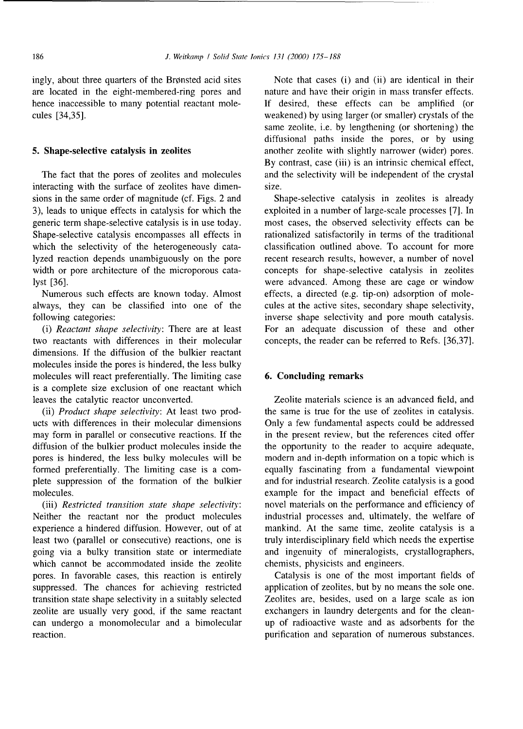ingly, about three quarters of the Brønsted acid sites are located in the eight-membered-ring pores and hence inaccessible to many potential reactant molecules [34,35].

## 5. Shape-selective catalysis in zeolites

The fact that the pores of zeolites and molecules interacting with the surface of zeolites have dimensions in the same order of magnitude (cf. Figs. 2 and 3), leads to unique effects in catalysis for which the generic term shape-selective catalysis is in use today. Shape-selective catalysis encompasses all effects in which the selectivity of the heterogeneously catalyzed reaction depends unambiguously on the pore width or pore architecture of the microporous catalyst [36].

Numerous such effects are known today. Almost always, they can be classified into one of the following categories:

(i) *Reactant shape selectivity*: There are at least two reactants with differences in their molecular dimensions. If the diffusion of the bulkier reactant molecules inside the pores is hindered, the less bulky molecules will react preferentially. The limiting case is a complete size exclusion of one reactant which leaves the catalytic reactor unconverted.

(ii) *Product shape selectivity*: At least two products with differences in their molecular dimensions may form in parallel or consecutive reactions. If the diffusion of the bulkier product molecules inside the pores is hindered, the less bulky molecules will be formed preferentially. The limiting case is a complete suppression of the formation of the bulkier molecules.

(iii) *Restricted transition state shape selectivity*: Neither the reactant nor the product molecules experience a hindered diffusion. However, out of at least two (parallel or consecutive) reactions, one is going via a bulky transition state or intermediate which cannot be accommodated inside the zeolite pores. In favorable cases, this reaction is entirely suppressed. The chances for achieving restricted transition state shape selectivity in a suitably selected zeolite are usually very good, if the same reactant can undergo a monomolecular and a bimolecular reaction.

Note that cases (i) and (ii) are identical in their nature and have their origin in mass transfer effects. If desired, these effects can be amplified (or weakened) by using larger (or smaller) crystals of the same zeolite, i.e. by lengthening (or shortening) the diffusional paths inside the pores, or by using another zeolite with slightly narrower (wider) pores. By contrast, case (iii) is an intrinsic chemical effect, and the selectivity will be independent of the crystal size.

Shape-selective catalysis in zeolites is already exploited in a number of large-scale processes [7]. In most cases, the observed selectivity effects can be rationalized satisfactorily in terms of the traditional classification outlined above. To account for more recent research results, however, a number of novel concepts for shape-selective catalysis in zeolites were advanced. Among these are cage or window effects, a directed (e.g. tip-on) adsorption of molecules at the active sites, secondary shape selectivity, inverse shape selectivity and pore mouth catalysis. For an adequate discussion of these and other concepts, the reader can be referred to Refs. [36,37].

## 6. Concluding remarks

Zeolite materials science is an advanced field, and the same is true for the use of zeolites in catalysis. Only a few fundamental aspects could be addressed in the present review, but the references cited offer the opportunity to the reader to acquire adequate, modern and in-depth information on a topic which is equally fascinating from a fundamental viewpoint and for industrial research. Zeolite catalysis is a good example for the impact and beneficial effects of novel materials on the performance and efficiency of industrial processes and, ultimately, the welfare of mankind. At the same time, zeolite catalysis is a truly interdisciplinary field which needs the expertise and ingenuity of mineralogists, crystallographers, chemists, physicists and engineers.

Catalysis is one of the most important fields of application of zeolites, but by no means the sole one. Zeolites are, besides, used on a large scale as ion exchangers in laundry detergents and for the clean-up of radioactive waste and as adsorbents for the purification and separation of numerous substances.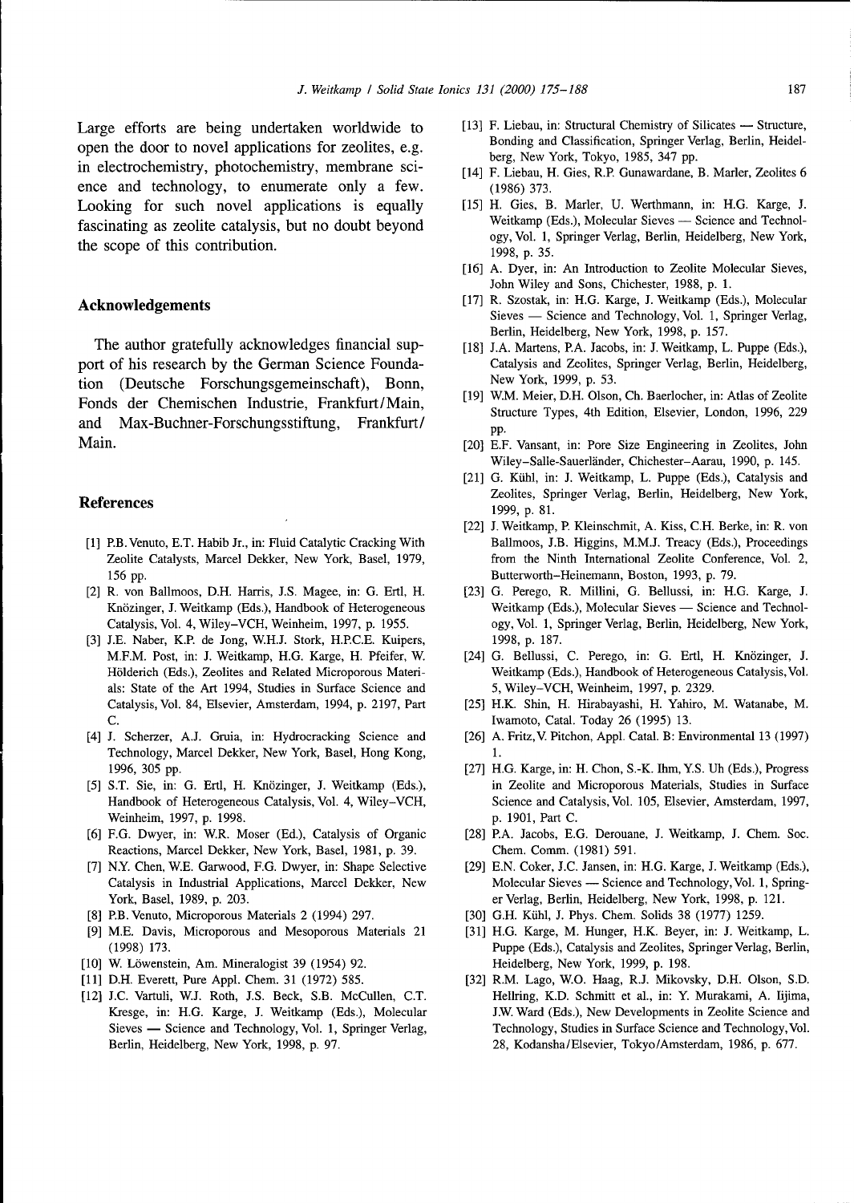Large efforts are being undertaken worldwide to open the door to novel applications for zeolites, e.g. in electrochemistry, photochemistry, membrane science and technology, to enumerate only a few. Looking for such novel applications is equally fascinating as zeolite catalysis, but no doubt beyond the scope of this contribution.

## Acknowledgements

The author gratefully acknowledges financial support of his research by the German Science Foundation (Deutsche Forschungsgemeinschaft), Bonn, Fonds der Chemischen Industrie, Frankfurt/Main, and Max-Buchner-Forschungsstiftung, Frankfurt/Main.

## References

[1] P.B. Venuto, E.T. Habib Jr., in: Fluid Catalytic Cracking With Zeolite Catalysts, Marcel Dekker, New York, Basel, 1979, 156 pp.

[2] R. von Ballmoos, D.H. Harris, J.S. Magee, in: G. Ertl, H. Knözinger, J. Weitkamp (Eds.), Handbook of Heterogeneous Catalysis, Vol. 4, Wiley–VCH, Weinheim, 1997, p. 1955.

[3] J.E. Naber, K.P. de Jong, W.H.J. Stork, H.P.C.E. Kuipers, M.F.M. Post, in: J. Weitkamp, H.G. Karge, H. Pfeifer, W. Hölderich (Eds.), Zeolites and Related Microporous Materials: State of the Art 1994, Studies in Surface Science and Catalysis, Vol. 84, Elsevier, Amsterdam, 1994, p. 2197, Part C.

[4] J. Scherzer, A.J. Gruia, in: Hydrocracking Science and Technology, Marcel Dekker, New York, Basel, Hong Kong, 1996, 305 pp.

[5] S.T. Sie, in: G. Ertl, H. Knözinger, J. Weitkamp (Eds.), Handbook of Heterogeneous Catalysis, Vol. 4, Wiley–VCH, Weinheim, 1997, p. 1998.

[6] F.G. Dwyer, in: W.R. Moser (Ed.), Catalysis of Organic Reactions, Marcel Dekker, New York, Basel, 1981, p. 39.

[7] N.Y. Chen, W.E. Garwood, F.G. Dwyer, in: Shape Selective Catalysis in Industrial Applications, Marcel Dekker, New York, Basel, 1989, p. 203.

[8] P.B. Venuto, Microporous Materials 2 (1994) 297.

[9] M.E. Davis, Microporous and Mesoporous Materials 21 (1998) 173.

[10] W. Löwenstein, Am. Mineralogist 39 (1954) 92.

[11] D.H. Everett, Pure Appl. Chem. 31 (1972) 585.

[12] J.C. Vartuli, W.J. Roth, J.S. Beck, S.B. McCullen, C.T. Kresge, in: H.G. Karge, J. Weitkamp (Eds.), Molecular Sieves — Science and Technology, Vol. 1, Springer Verlag, Berlin, Heidelberg, New York, 1998, p. 97.

[13] F. Liebau, in: Structural Chemistry of Silicates — Structure, Bonding and Classification, Springer Verlag, Berlin, Heidelberg, New York, Tokyo, 1985, 347 pp.

[14] F. Liebau, H. Gies, R.P. Gunawardane, B. Marler, Zeolites 6 (1986) 373.

[15] H. Gies, B. Marler, U. Werthmann, in: H.G. Karge, J. Weitkamp (Eds.), Molecular Sieves — Science and Technology, Vol. 1, Springer Verlag, Berlin, Heidelberg, New York, 1998, p. 35.

[16] A. Dyer, in: An Introduction to Zeolite Molecular Sieves, John Wiley and Sons, Chichester, 1988, p. 1.

[17] R. Szostak, in: H.G. Karge, J. Weitkamp (Eds.), Molecular Sieves — Science and Technology, Vol. 1, Springer Verlag, Berlin, Heidelberg, New York, 1998, p. 157.

[18] J.A. Martens, P.A. Jacobs, in: J. Weitkamp, L. Puppe (Eds.), Catalysis and Zeolites, Springer Verlag, Berlin, Heidelberg, New York, 1999, p. 53.

[19] W.M. Meier, D.H. Olson, Ch. Baerlocher, in: Atlas of Zeolite Structure Types, 4th Edition, Elsevier, London, 1996, 229 pp.

[20] E.F. Vansant, in: Pore Size Engineering in Zeolites, John Wiley–Salle-Sauerländer, Chichester–Aarau, 1990, p. 145.

[21] G. Kühl, in: J. Weitkamp, L. Puppe (Eds.), Catalysis and Zeolites, Springer Verlag, Berlin, Heidelberg, New York, 1999, p. 81.

[22] J. Weitkamp, P. Kleinschmit, A. Kiss, C.H. Berke, in: R. von Ballmoos, J.B. Higgins, M.M.J. Treacy (Eds.), Proceedings from the Ninth International Zeolite Conference, Vol. 2, Butterworth–Heinemann, Boston, 1993, p. 79.

[23] G. Perego, R. Millini, G. Bellussi, in: H.G. Karge, J. Weitkamp (Eds.), Molecular Sieves — Science and Technology, Vol. 1, Springer Verlag, Berlin, Heidelberg, New York, 1998, p. 187.

[24] G. Bellussi, C. Perego, in: G. Ertl, H. Knözinger, J. Weitkamp (Eds.), Handbook of Heterogeneous Catalysis, Vol. 5, Wiley–VCH, Weinheim, 1997, p. 2329.

[25] H.K. Shin, H. Hirabayashi, H. Yahiro, M. Watanabe, M. Iwamoto, Catal. Today 26 (1995) 13.

[26] A. Fritz, V. Pitchon, Appl. Catal. B: Environmental 13 (1997) 1.

[27] H.G. Karge, in: H. Chon, S.-K. Ihm, Y.S. Uh (Eds.), Progress in Zeolite and Microporous Materials, Studies in Surface Science and Catalysis, Vol. 105, Elsevier, Amsterdam, 1997, p. 1901, Part C.

[28] P.A. Jacobs, E.G. Derouane, J. Weitkamp, J. Chem. Soc. Chem. Comm. (1981) 591.

[29] E.N. Coker, J.C. Jansen, in: H.G. Karge, J. Weitkamp (Eds.), Molecular Sieves — Science and Technology, Vol. 1, Springer Verlag, Berlin, Heidelberg, New York, 1998, p. 121.

[30] G.H. Kühl, J. Phys. Chem. Solids 38 (1977) 1259.

[31] H.G. Karge, M. Hunger, H.K. Beyer, in: J. Weitkamp, L. Puppe (Eds.), Catalysis and Zeolites, Springer Verlag, Berlin, Heidelberg, New York, 1999, p. 198.

[32] R.M. Lago, W.O. Haag, R.J. Mikovsky, D.H. Olson, S.D. Hellring, K.D. Schmitt et al., in: Y. Murakami, A. Iijima, J.W. Ward (Eds.), New Developments in Zeolite Science and Technology, Studies in Surface Science and Technology, Vol. 28, Kodansha/Elsevier, Tokyo/Amsterdam, 1986, p. 677.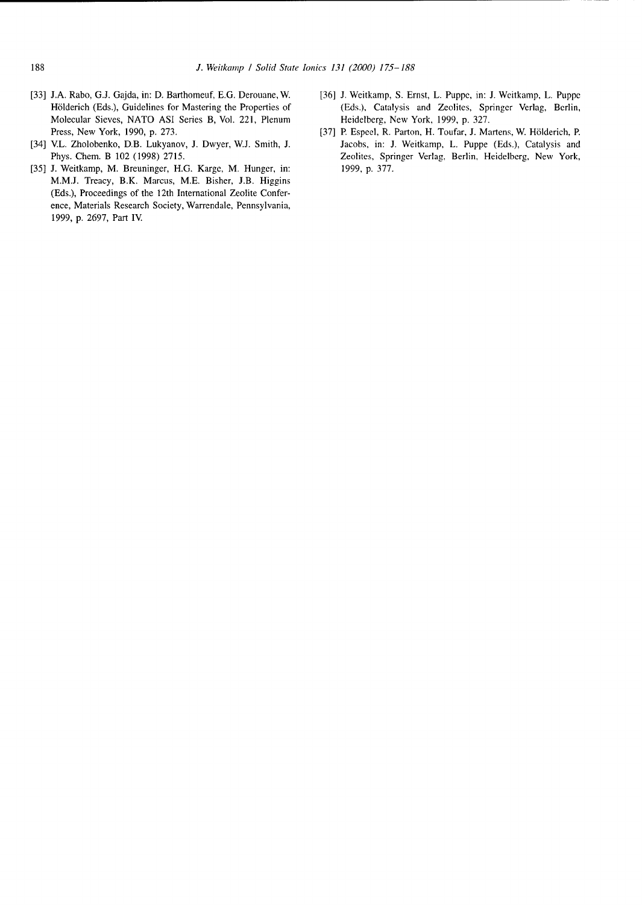[33] J.A. Rabo, G.J. Gajda, in: D. Barthomeuf, E.G. Derouane, W. Hölderich (Eds.), Guidelines for Mastering the Properties of Molecular Sieves, NATO ASI Series B, Vol. 221, Plenum Press, New York, 1990, p. 273.

[34] V.L. Zholobenko, D.B. Lukyanov, J. Dwyer, W.J. Smith, J. Phys. Chem. B 102 (1998) 2715.

[35] J. Weitkamp, M. Breuninger, H.G. Karge, M. Hunger, in: M.M.J. Treacy, B.K. Marcus, M.E. Bisher, J.B. Higgins (Eds.), Proceedings of the 12th International Zeolite Conference, Materials Research Society, Warrendale, Pennsylvania, 1999, p. 2697, Part IV.

[36] J. Weitkamp, S. Ernst, L. Puppe, in: J. Weitkamp, L. Puppe (Eds.), Catalysis and Zeolites, Springer Verlag, Berlin, Heidelberg, New York, 1999, p. 327.

[37] P. Espeel, R. Parton, H. Toufar, J. Martens, W. Hölderich, P. Jacobs, in: J. Weitkamp, L. Puppe (Eds.), Catalysis and Zeolites, Springer Verlag, Berlin, Heidelberg, New York, 1999, p. 377.